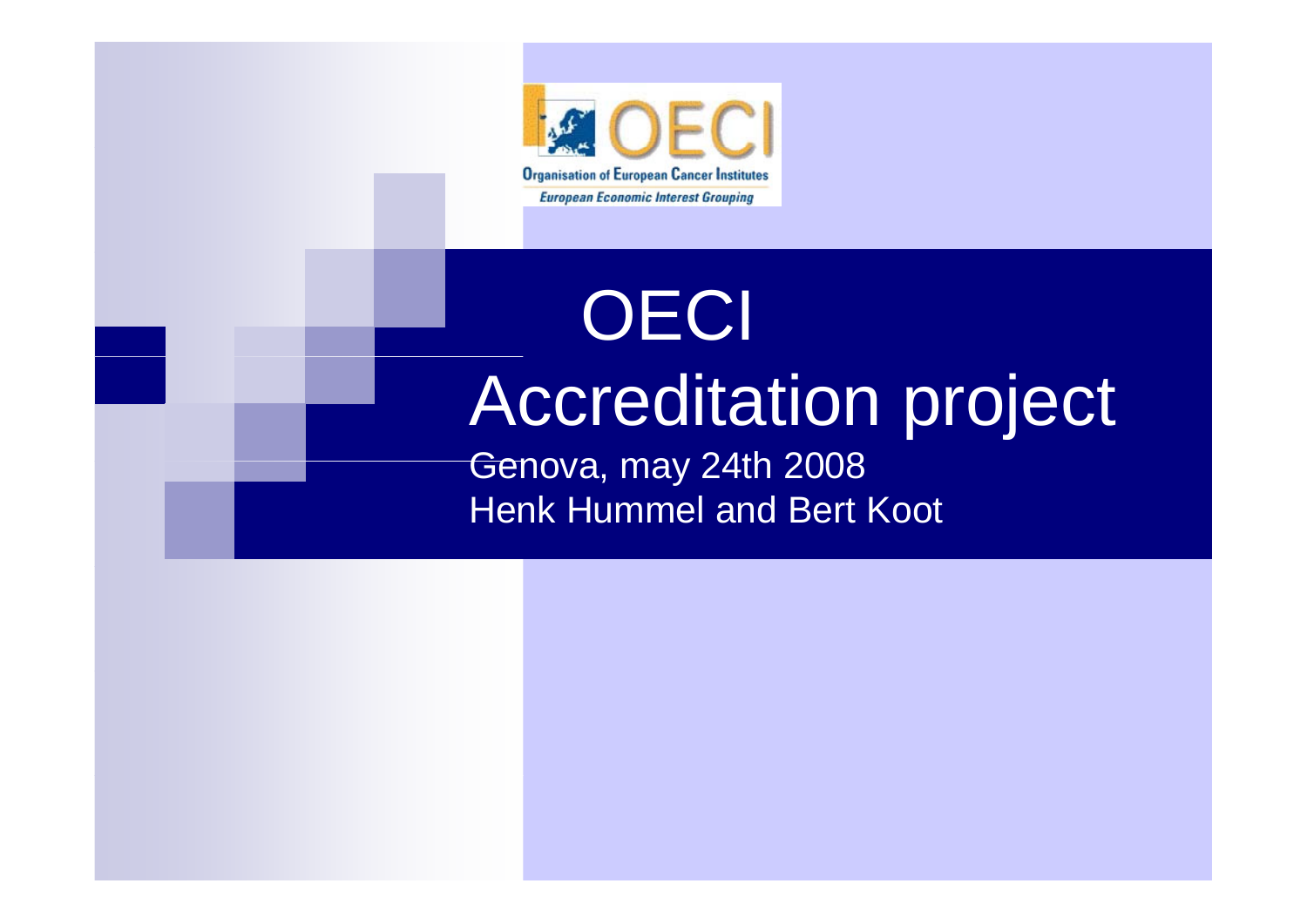Organisation of European Cancer Institutes

European Economic Interest Grouping

# OECI Accreditation project

Genova, may 24th 2008

Henk Hummel and Bert Koot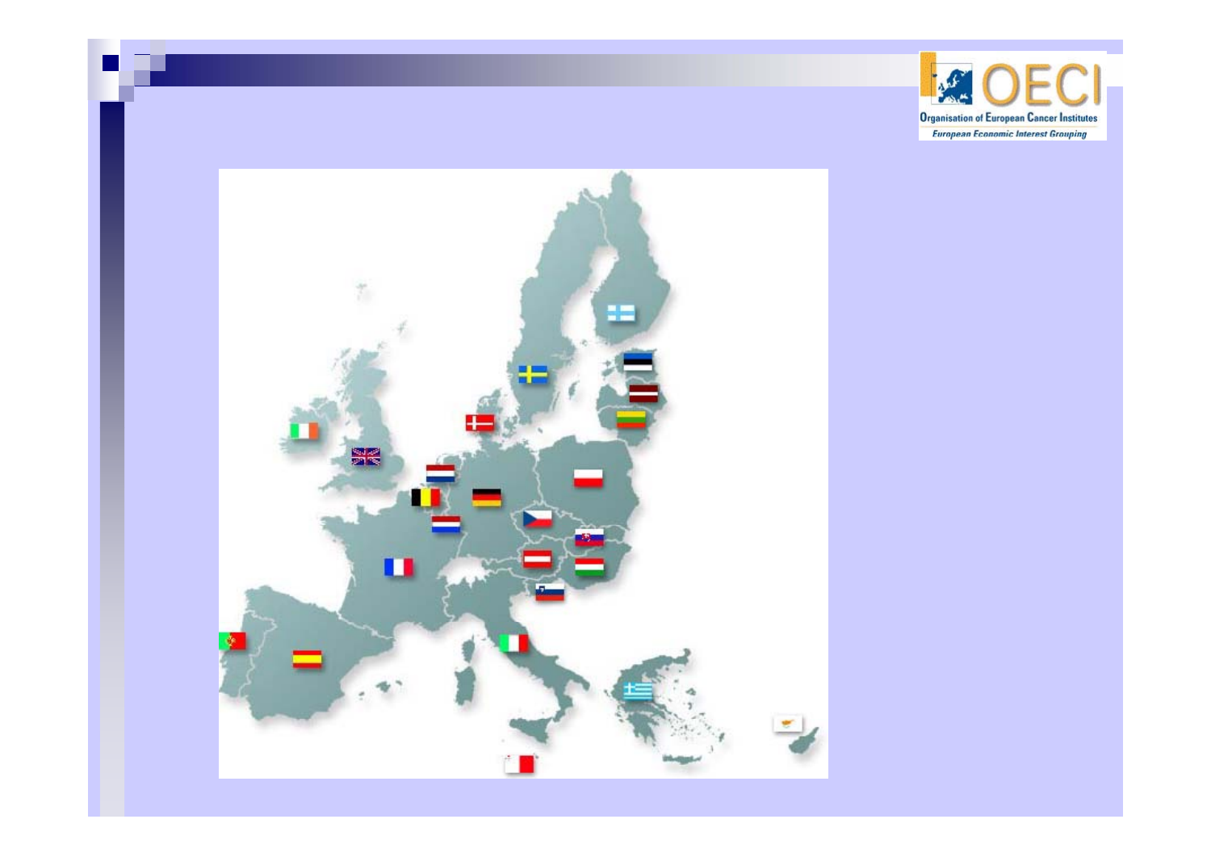OECI

Organisation of European Cancer Institutes

European Economic Interest Grouping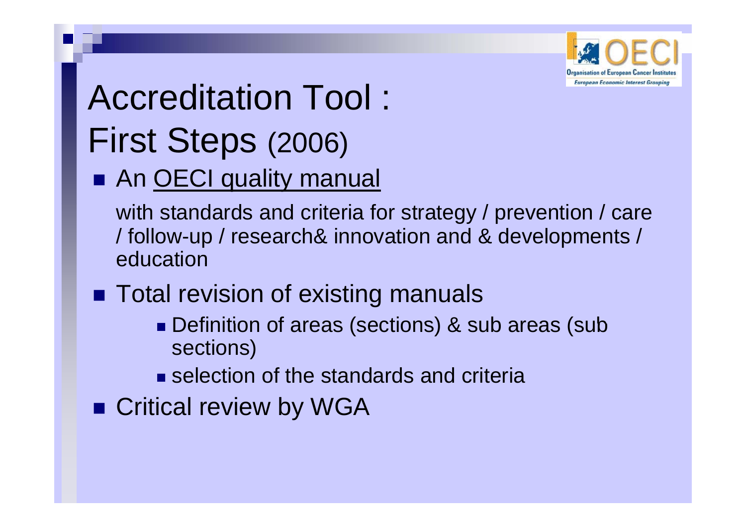# Accreditation Tool : First Steps (2006)

- An OECI quality manual

  with standards and criteria for strategy / prevention / care / follow-up / research& innovation and & developments / education

- Total revision of existing manuals
  - Definition of areas (sections) & sub areas (sub sections)
  - selection of the standards and criteria
- Critical review by WGA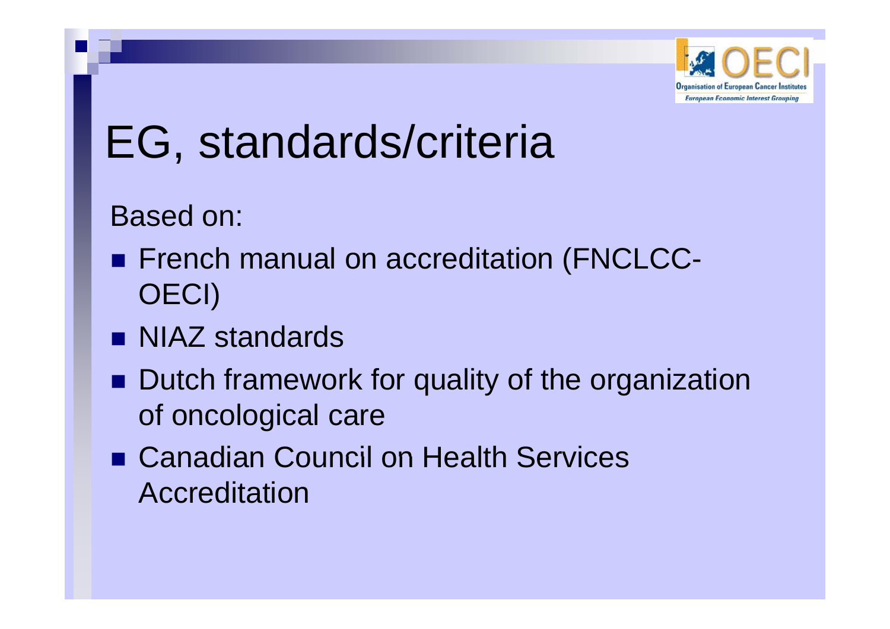# EG, standards/criteria

Based on:

- French manual on accreditation (FNCLCC-OECI)
- NIAZ standards
- Dutch framework for quality of the organization of oncological care
- Canadian Council on Health Services Accreditation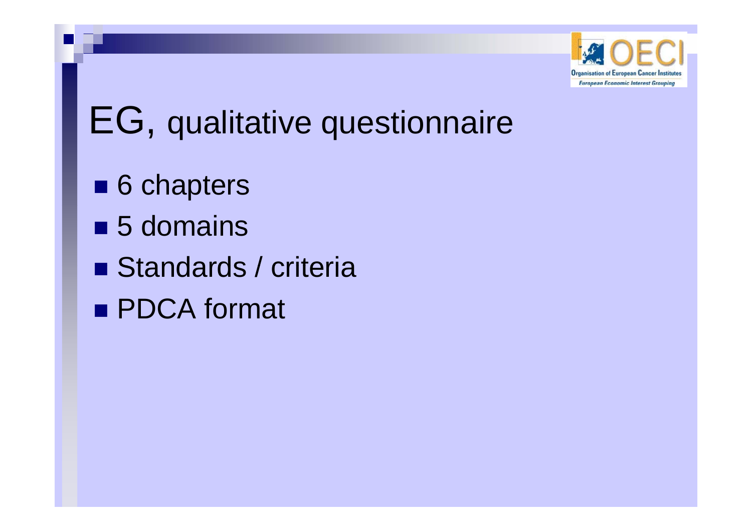# EG, qualitative questionnaire

- 6 chapters
- 5 domains
- Standards / criteria
- PDCA format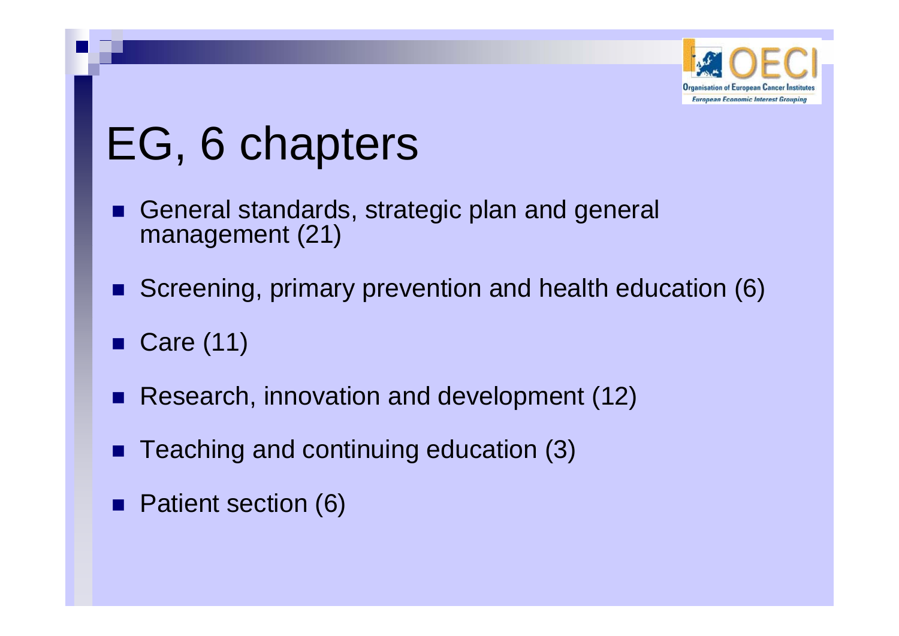# EG, 6 chapters

- General standards, strategic plan and general management (21)
- Screening, primary prevention and health education (6)
- Care (11)
- Research, innovation and development (12)
- Teaching and continuing education (3)
- Patient section (6)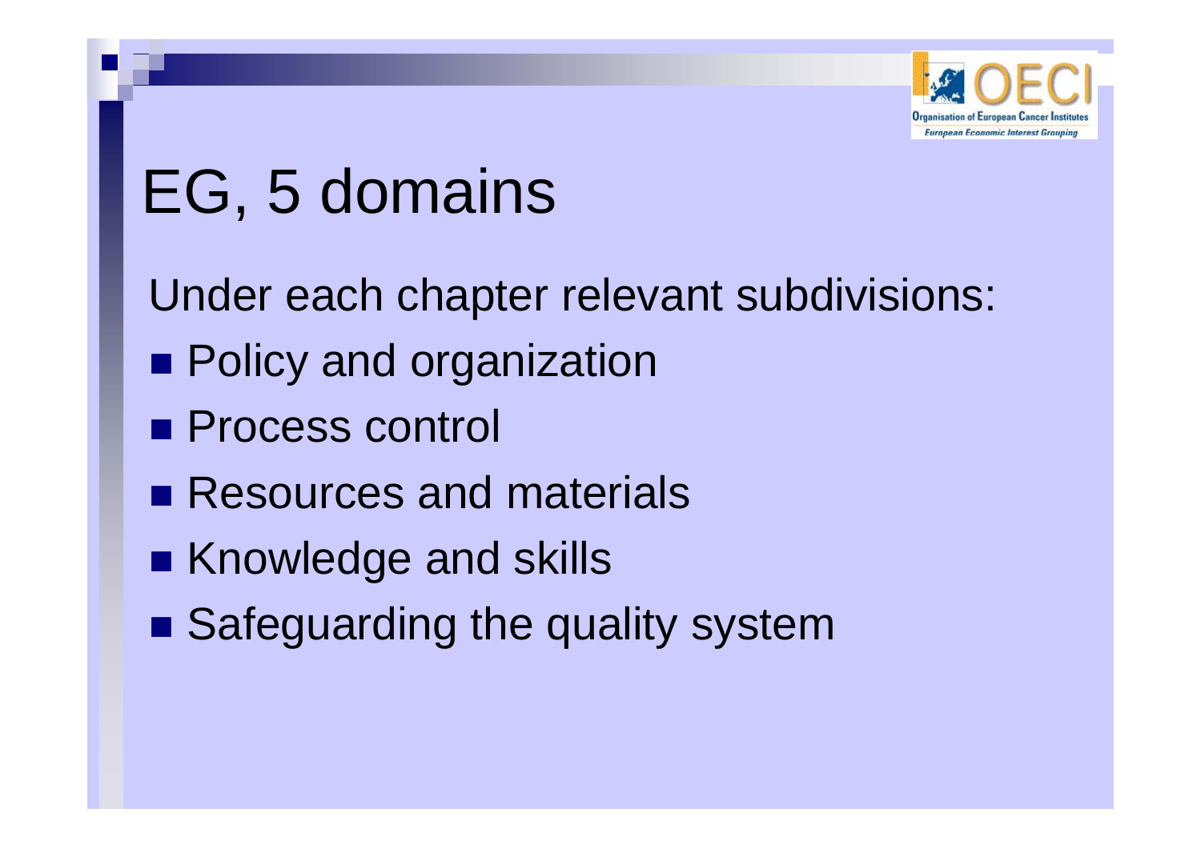# EG, 5 domains

Under each chapter relevant subdivisions:

- Policy and organization
- Process control
- Resources and materials
- Knowledge and skills
- Safeguarding the quality system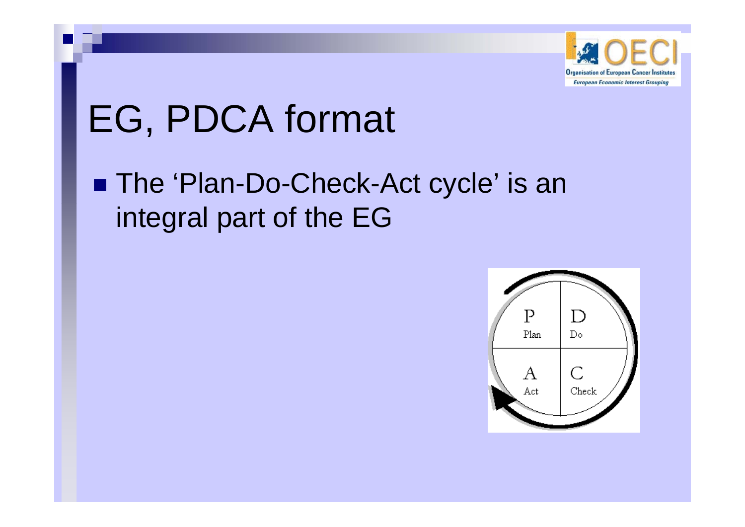# EG, PDCA format

- The 'Plan-Do-Check-Act cycle' is an integral part of the EG

P
Plan

D
Do

A
Act

C
Check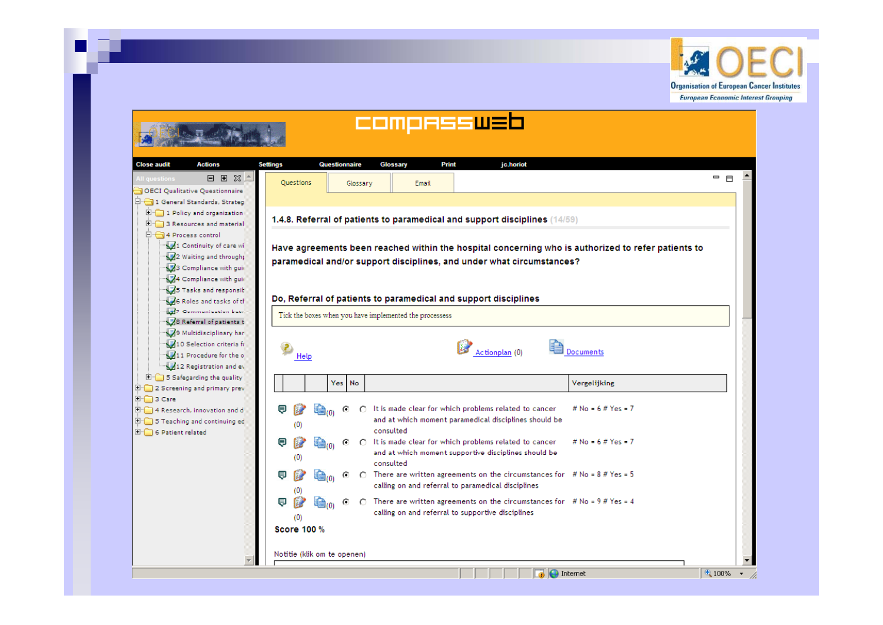OECI

Organisation of European Cancer Institutes

European Economic Interest Grouping

compassweb

Close audit | Actions | Settings | Questionnaire | Glossary | Print | jc.horiot

All questions

- OECI Qualitative Questionnaire
  - 1 General Standards, Strateg
    - 1 Policy and organization
    - 3 Resources and material
    - 4 Process control
      - 1 Continuity of care wi
      - 2 Waiting and throughp
      - 3 Compliance with gui
      - 4 Compliance with gui
      - 5 Tasks and responsib
      - 6 Roles and tasks of th
      - 7 Communication betw
      - 8 Referral of patients t
      - 9 Multidisciplinary har
      - 10 Selection criteria fc
      - 11 Procedure for the o
      - 12 Registration and ev
    - 5 Safeguarding the quality
  - 2 Screening and primary prev
  - 3 Care
  - 4 Research, innovation and d
  - 5 Teaching and continuing ed
  - 6 Patient related

Questions | Glossary | Email

### 1.4.8. Referral of patients to paramedical and support disciplines (14/59)

**Have agreements been reached within the hospital concerning who is authorized to refer patients to paramedical and/or support disciplines, and under what circumstances?**

**Do, Referral of patients to paramedical and support disciplines**

Tick the boxes when you have implemented the processess

Help | Actionplan (0) | Documents

| | Yes | No | | Vergelijking |
|---|---|---|---|---|
| (0) (0) | ● | ○ | It is made clear for which problems related to cancer and at which moment paramedical disciplines should be consulted | # No = 6 # Yes = 7 |
| (0) (0) | ● | ○ | It is made clear for which problems related to cancer and at which moment supportive disciplines should be consulted | # No = 6 # Yes = 7 |
| (0) (0) | ● | ○ | There are written agreements on the circumstances for calling on and referral to paramedical disciplines | # No = 8 # Yes = 5 |
| (0) (0) | ● | ○ | There are written agreements on the circumstances for calling on and referral to supportive disciplines | # No = 9 # Yes = 4 |

**Score 100 %**

Notitie (klik om te openen)

Internet | 100%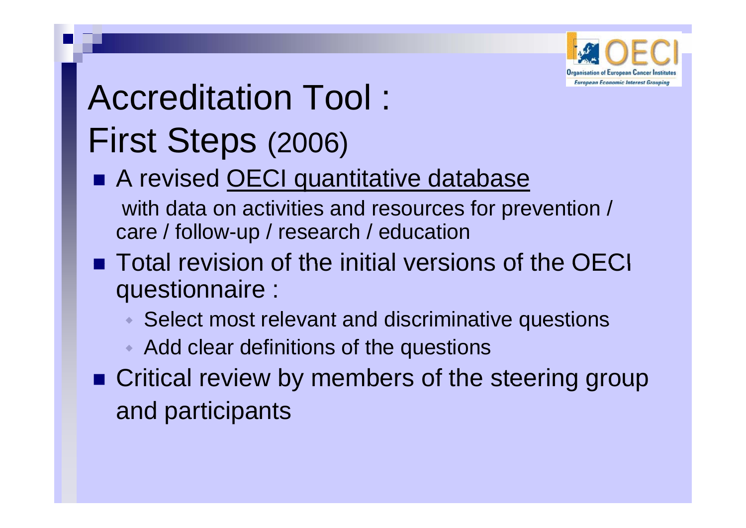# Accreditation Tool : First Steps (2006)

- A revised OECI quantitative database
  with data on activities and resources for prevention / care / follow-up / research / education
- Total revision of the initial versions of the OECI questionnaire :
  - Select most relevant and discriminative questions
  - Add clear definitions of the questions
- Critical review by members of the steering group and participants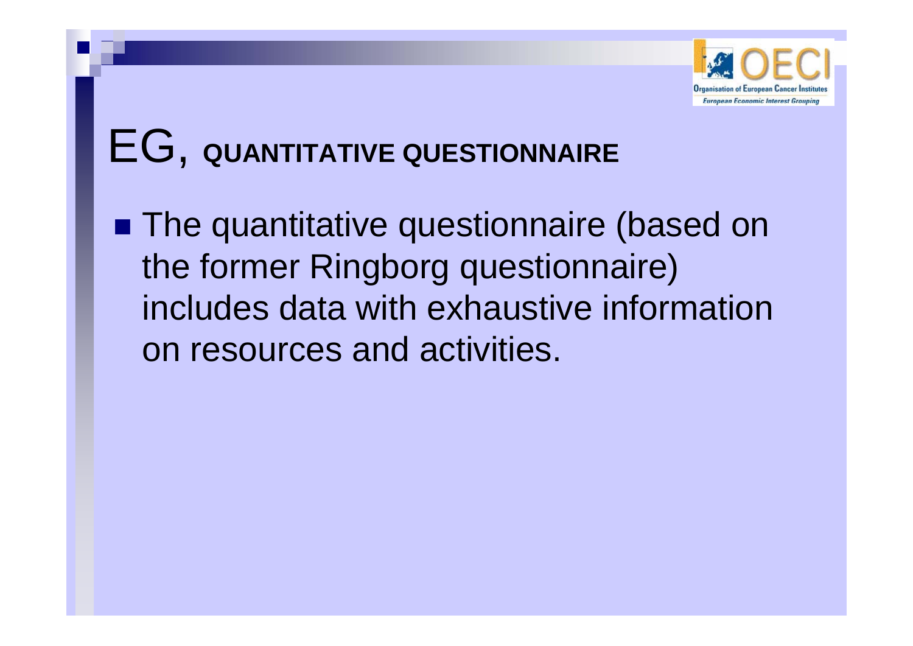# EG, QUANTITATIVE QUESTIONNAIRE

- The quantitative questionnaire (based on the former Ringborg questionnaire) includes data with exhaustive information on resources and activities.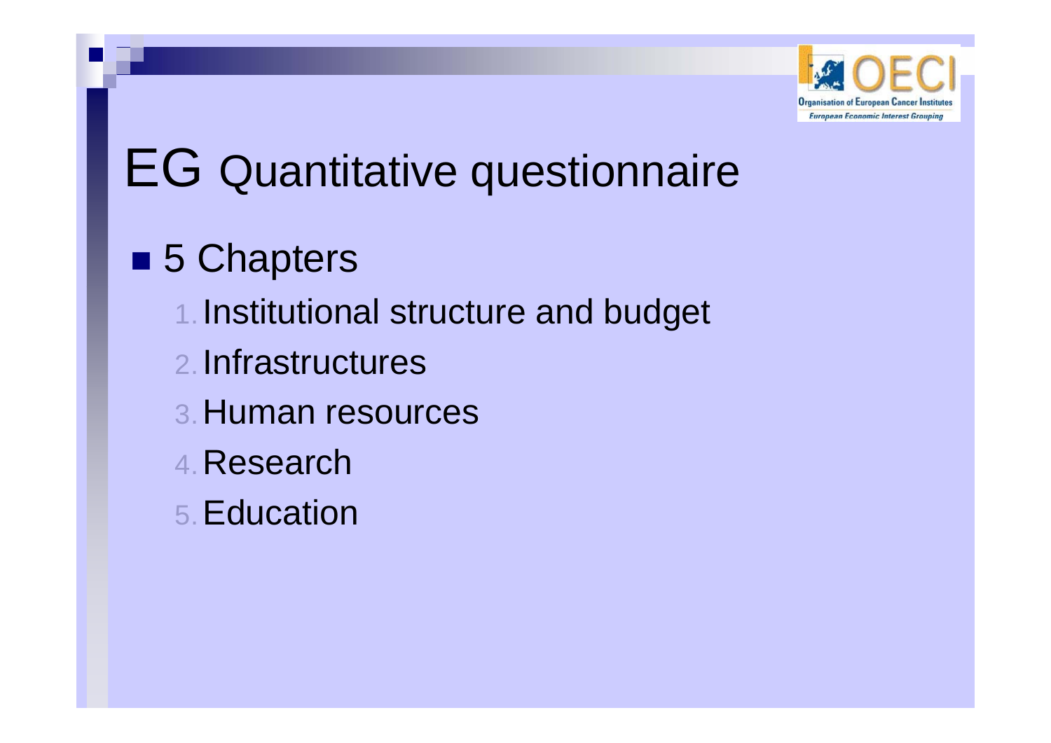# EG Quantitative questionnaire

- 5 Chapters
  1. Institutional structure and budget
  2. Infrastructures
  3. Human resources
  4. Research
  5. Education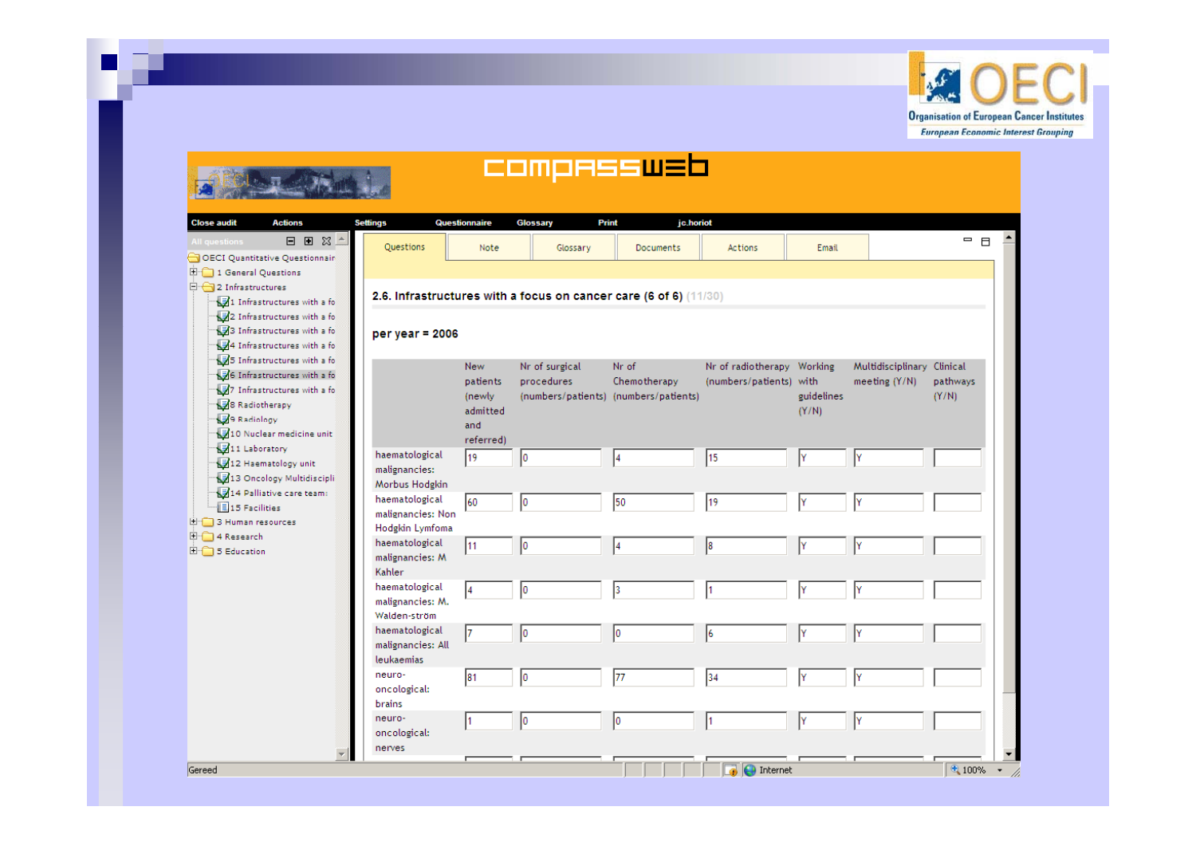OECI
Organisation of European Cancer Institutes
European Economic Interest Grouping

compassweb

Close audit | Actions | Settings | Questionnaire | Glossary | Print | jc.horiot

All questions

- OECI Quantitative Questionnair
  - 1 General Questions
  - 2 Infrastructures
    - 1 Infrastructures with a fo
    - 2 Infrastructures with a fo
    - 3 Infrastructures with a fo
    - 4 Infrastructures with a fo
    - 5 Infrastructures with a fo
    - 6 Infrastructures with a fo
    - 7 Infrastructures with a fo
    - 8 Radiotherapy
    - 9 Radiology
    - 10 Nuclear medicine unit
    - 11 Laboratory
    - 12 Haematology unit
    - 13 Oncology Multidiscipli
    - 14 Palliative care team:
    - 15 Facilities
  - 3 Human resources
  - 4 Research
  - 5 Education

Questions | Note | Glossary | Documents | Actions | Email

**2.6. Infrastructures with a focus on cancer care (6 of 6)** (11/30)

**per year = 2006**

| | New patients (newly admitted and referred) | Nr of surgical procedures (numbers/patients) | Nr of Chemotherapy (numbers/patients) | Nr of radiotherapy (numbers/patients) | Working with guidelines (Y/N) | Multidisciplinary meeting (Y/N) | Clinical pathways (Y/N) |
|---|---|---|---|---|---|---|---|
| haematological malignancies: Morbus Hodgkin | 19 | 0 | 4 | 15 | Y | Y | |
| haematological malignancies: Non Hodgkin Lymfoma | 60 | 0 | 50 | 19 | Y | Y | |
| haematological malignancies: M Kahler | 11 | 0 | 4 | 8 | Y | Y | |
| haematological malignancies: M. Walden-ström | 4 | 0 | 3 | 1 | Y | Y | |
| haematological malignancies: All leukaemias | 7 | 0 | 0 | 6 | Y | Y | |
| neuro-oncological: brains | 81 | 0 | 77 | 34 | Y | Y | |
| neuro-oncological: nerves | 1 | 0 | 0 | 1 | Y | Y | |

Gereed | Internet | 100%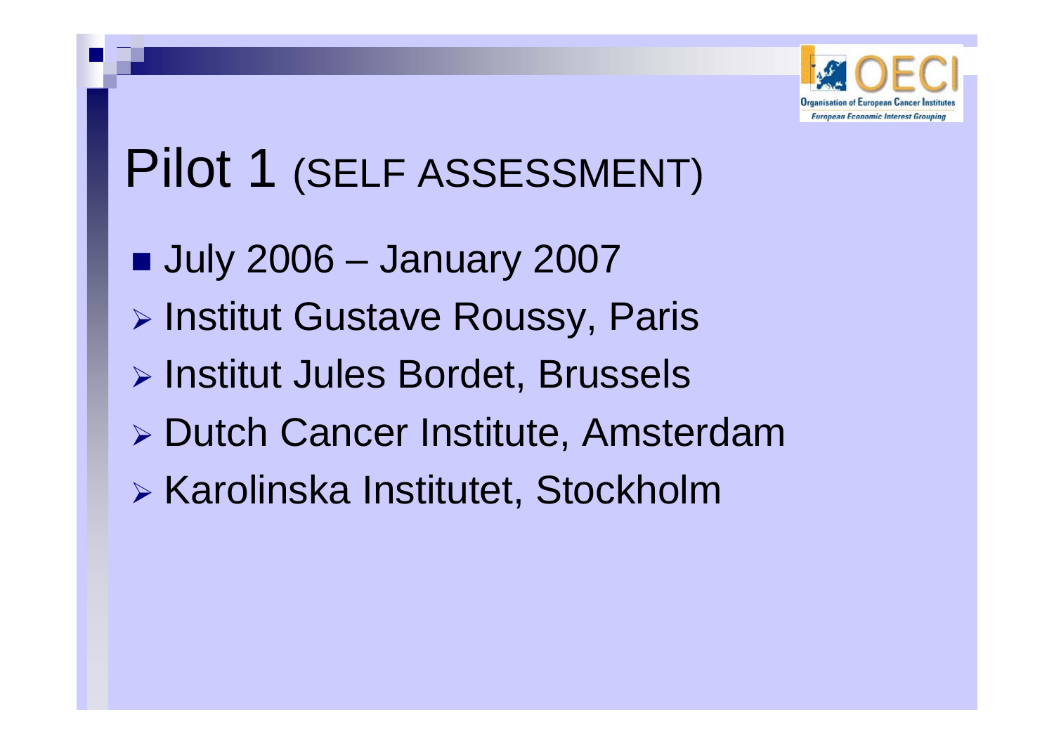# Pilot 1 (SELF ASSESSMENT)

- July 2006 – January 2007
- Institut Gustave Roussy, Paris
- Institut Jules Bordet, Brussels
- Dutch Cancer Institute, Amsterdam
- Karolinska Institutet, Stockholm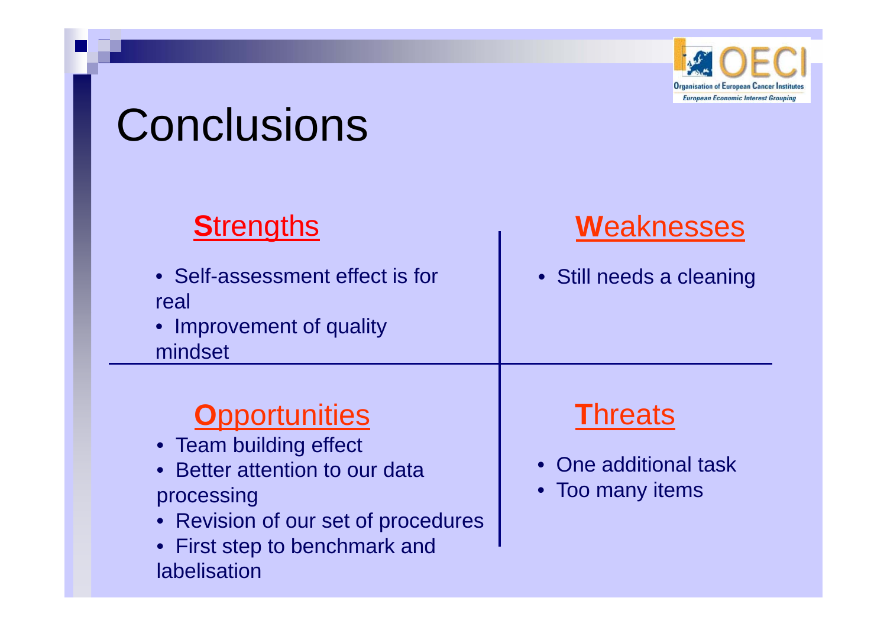# Conclusions

## Strengths

- Self-assessment effect is for real
- Improvement of quality mindset

## Weaknesses

- Still needs a cleaning

## Opportunities

- Team building effect
- Better attention to our data processing
- Revision of our set of procedures
- First step to benchmark and labelisation

## Threats

- One additional task
- Too many items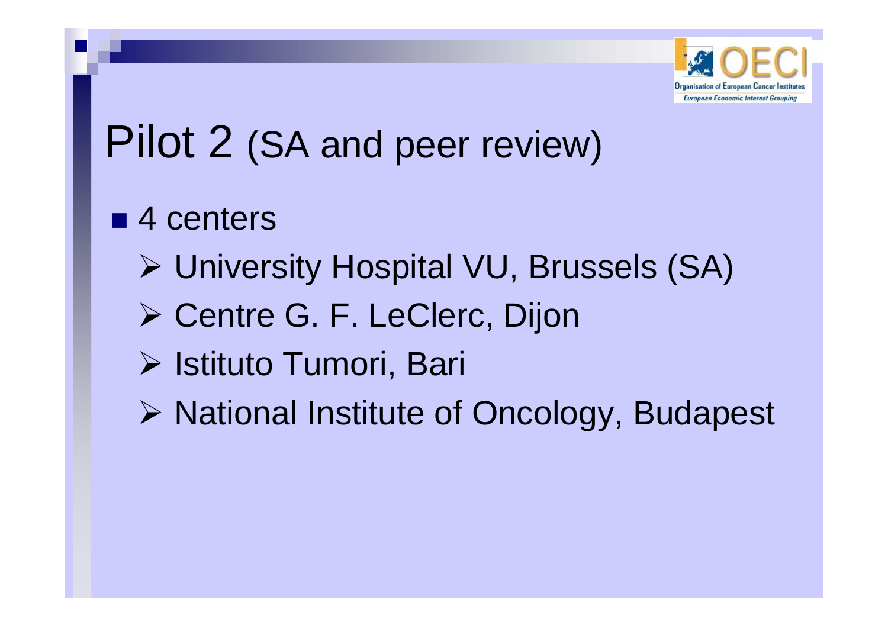# Pilot 2 (SA and peer review)

- 4 centers
  - University Hospital VU, Brussels (SA)
  - Centre G. F. LeClerc, Dijon
  - Istituto Tumori, Bari
  - National Institute of Oncology, Budapest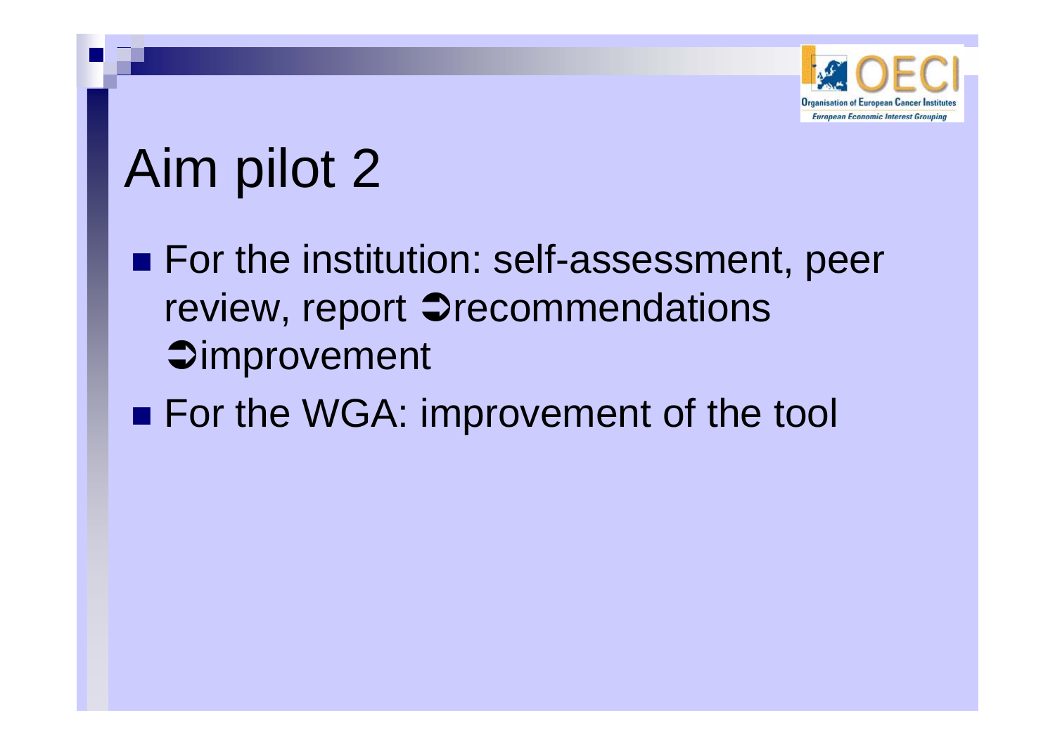# Aim pilot 2

- For the institution: self-assessment, peer review, report ➲recommendations ➲improvement
- For the WGA: improvement of the tool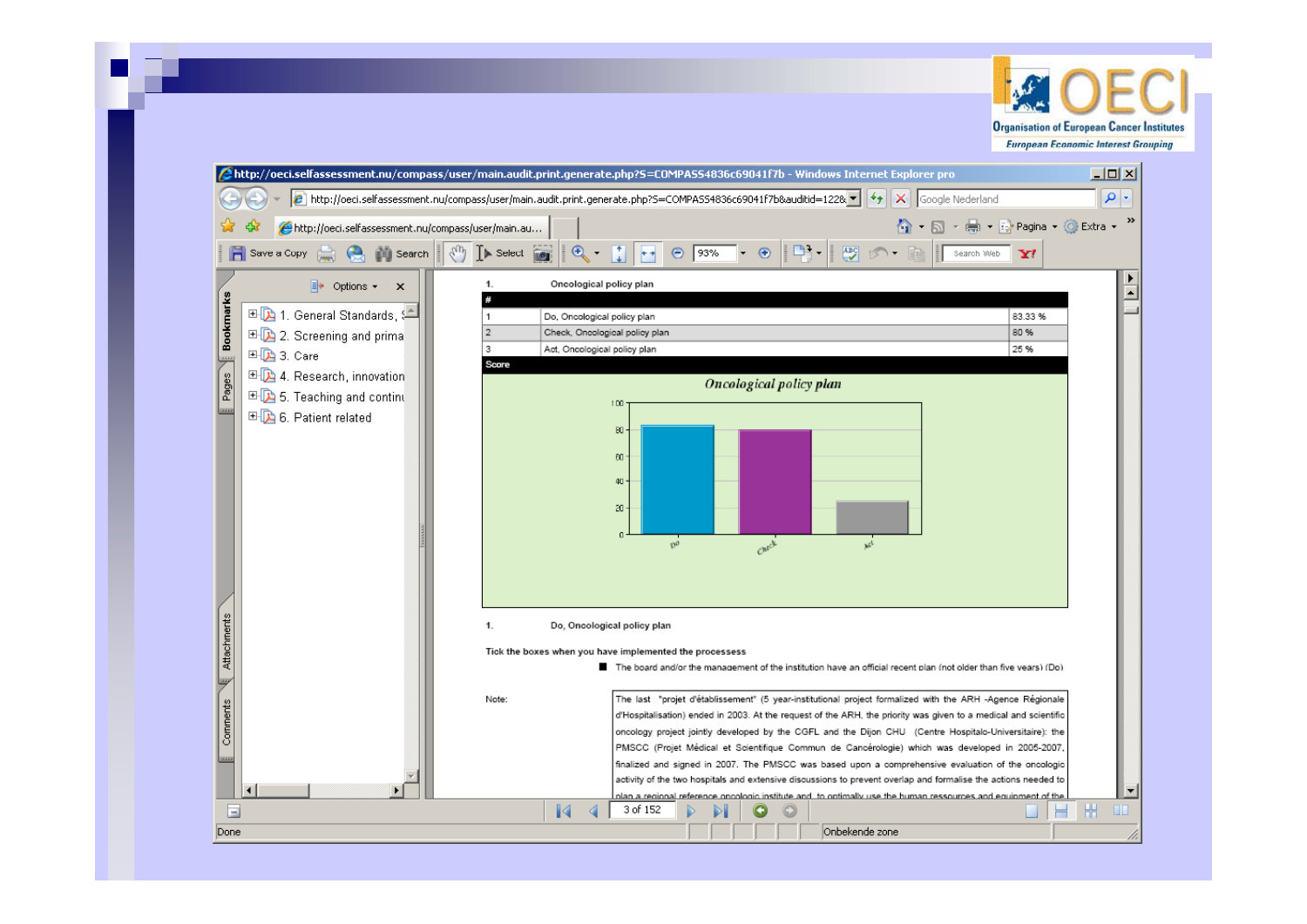**OECI** Organisation of European Cancer Institutes — European Economic Interest Grouping

http://oeci.selfassessment.nu/compass/user/main.audit.print.generate.php?S=COMPASS4836c69041f7b - Windows Internet Explorer pro

Bookmarks:

1. General Standards,
2. Screening and prima
3. Care
4. Research, innovation
5. Teaching and contin
6. Patient related

1. Oncological policy plan

| # | | |
|---|---|---|
| 1 | Do, Oncological policy plan | 83.33 % |
| 2 | Check, Oncological policy plan | 80 % |
| 3 | Act, Oncological policy plan | 25 % |
| Score | | |

Oncological policy plan

100
80
60
40
20
0
Do
Check
Act

1. Do, Oncological policy plan

Tick the boxes when you have implemented the processess

- The board and/or the management of the institution have an official recent plan (not older than five years) (Do)

Note: The last "projet d'établissement" (5 year-institutional project formalized with the ARH -Agence Régionale d'Hospitalisation) ended in 2003. At the request of the ARH, the priority was given to a medical and scientific oncology project jointly developed by the CGFL and the Dijon CHU (Centre Hospitalo-Universitaire): the PMSCC (Projet Médical et Scientifique Commun de Cancérologie) which was developed in 2005-2007, finalized and signed in 2007. The PMSCC was based upon a comprehensive evaluation of the oncologic activity of the two hospitals and extensive discussions to prevent overlap and formalise the actions needed to plan a regional reference oncologic institute and to optimally use the human ressources and equipment of the

3 of 152

Done | Onbekende zone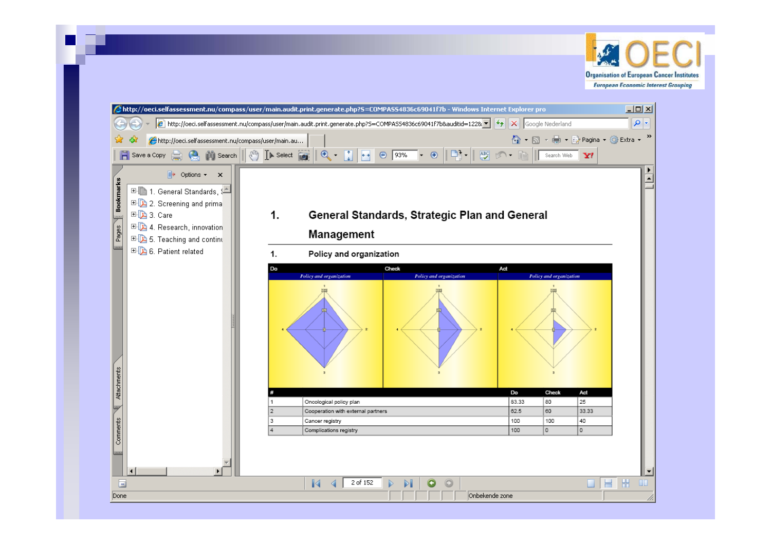OECI

Organisation of European Cancer Institutes

European Economic Interest Grouping

http://oeci.selfassessment.nu/compass/user/main.audit.print.generate.php?S=COMPASS4836c69041f7b - Windows Internet Explorer pro

1. General Standards, Strategic Plan and General Management

2. Screening and prima

3. Care

4. Research, innovation

5. Teaching and contin

6. Patient related

# 1. General Standards, Strategic Plan and General Management

## 1. Policy and organization

Do

Check

Act

Policy and organization

| # | | Do | Check | Act |
|---|---|---|---|---|
| 1 | Oncological policy plan | 83.33 | 80 | 25 |
| 2 | Cooperation with external partners | 62.5 | 60 | 33.33 |
| 3 | Cancer registry | 100 | 100 | 40 |
| 4 | Complications registry | 100 | 0 | 0 |

2 of 152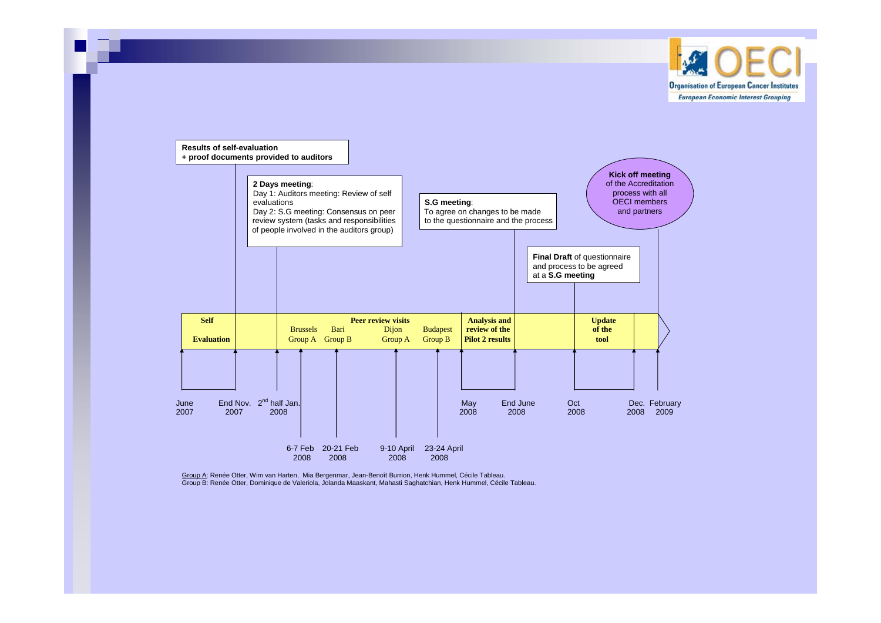Results of self-evaluation
+ proof documents provided to auditors

**2 Days meeting**:
Day 1: Auditors meeting: Review of self evaluations
Day 2: S.G meeting: Consensus on peer review system (tasks and responsibilities of people involved in the auditors group)

**S.G meeting**:
To agree on changes to be made to the questionnaire and the process

**Kick off meeting** of the Accreditation process with all OECI members and partners

**Final Draft** of questionnaire and process to be agreed at a **S.G meeting**

**Self Evaluation**

**Peer review visits**
Brussels Group A
Bari Group B
Dijon Group A
Budapest Group B

**Analysis and review of the Pilot 2 results**

**Update of the tool**

June 2007
End Nov. 2007
2nd half Jan. 2008
May 2008
End June 2008
Oct 2008
Dec. 2008
February 2009

6-7 Feb 2008
20-21 Feb 2008
9-10 April 2008
23-24 April 2008

Group A: Renée Otter, Wim van Harten, Mia Bergenmar, Jean-Benoît Burrion, Henk Hummel, Cécile Tableau.
Group B: Renée Otter, Dominique de Valeriola, Jolanda Maaskant, Mahasti Saghatchian, Henk Hummel, Cécile Tableau.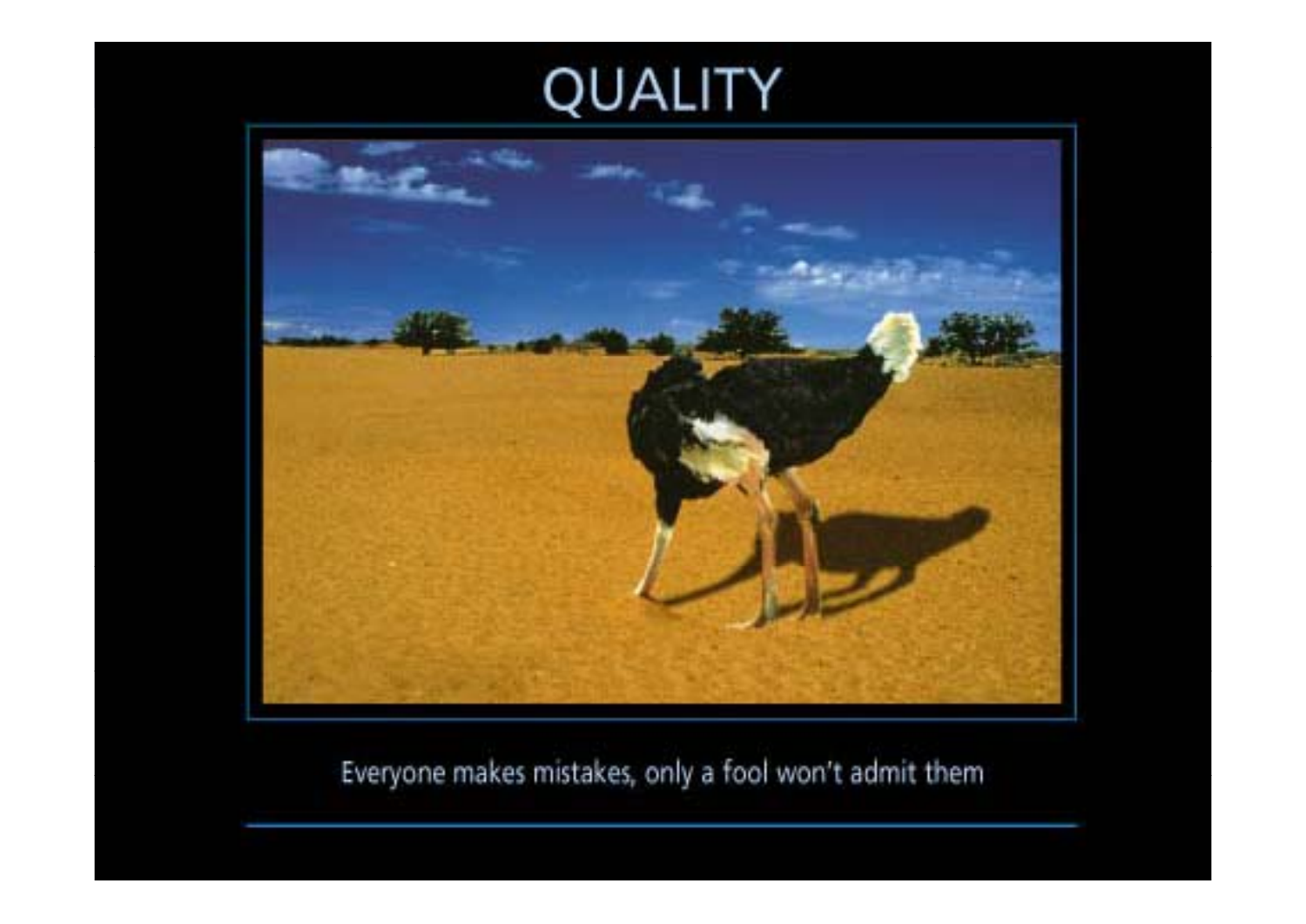# QUALITY

Everyone makes mistakes, only a fool won't admit them